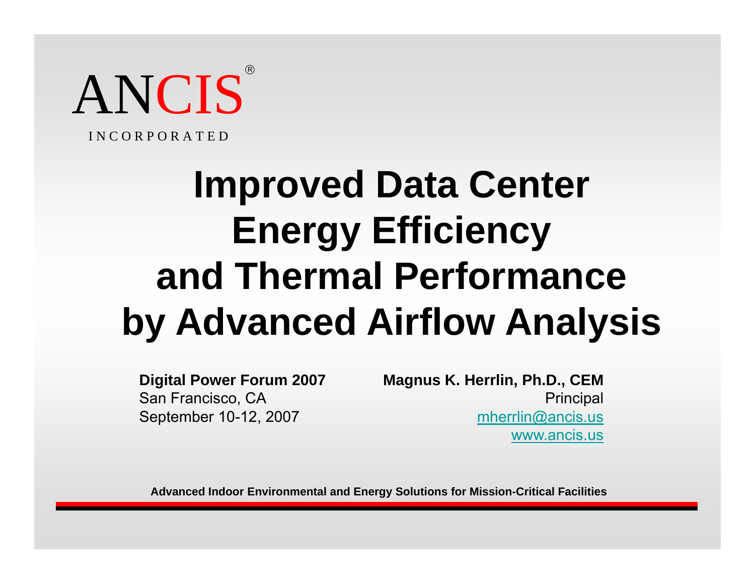ANCIS®

INCORPORATED

# Improved Data Center Energy Efficiency and Thermal Performance by Advanced Airflow Analysis

**Digital Power Forum 2007**
San Francisco, CA
September 10-12, 2007

**Magnus K. Herrlin, Ph.D., CEM**
Principal
mherrlin@ancis.us
www.ancis.us

**Advanced Indoor Environmental and Energy Solutions for Mission-Critical Facilities**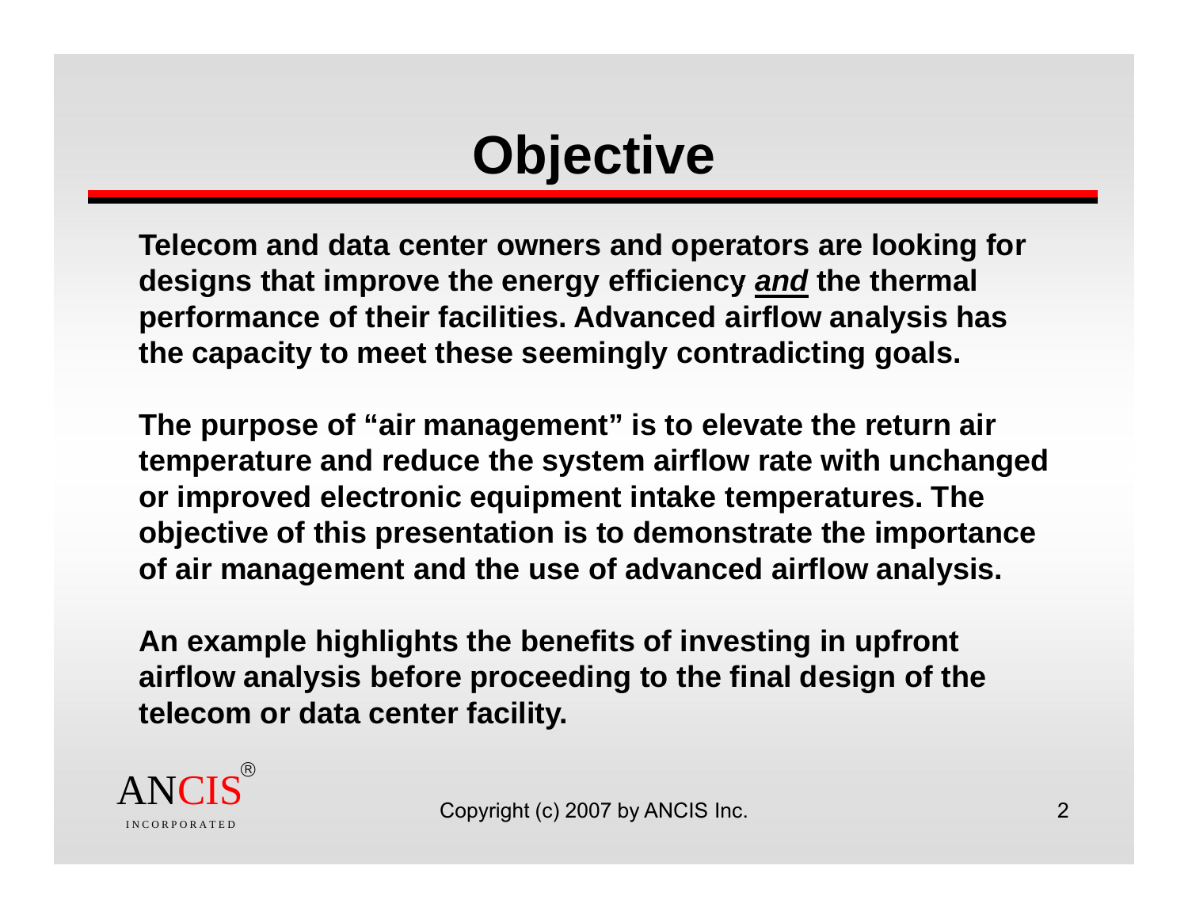# Objective

**Telecom and data center owners and operators are looking for designs that improve the energy efficiency *and* the thermal performance of their facilities. Advanced airflow analysis has the capacity to meet these seemingly contradicting goals.**

**The purpose of "air management" is to elevate the return air temperature and reduce the system airflow rate with unchanged or improved electronic equipment intake temperatures. The objective of this presentation is to demonstrate the importance of air management and the use of advanced airflow analysis.**

**An example highlights the benefits of investing in upfront airflow analysis before proceeding to the final design of the telecom or data center facility.**

ANCIS® INCORPORATED

Copyright (c) 2007 by ANCIS Inc.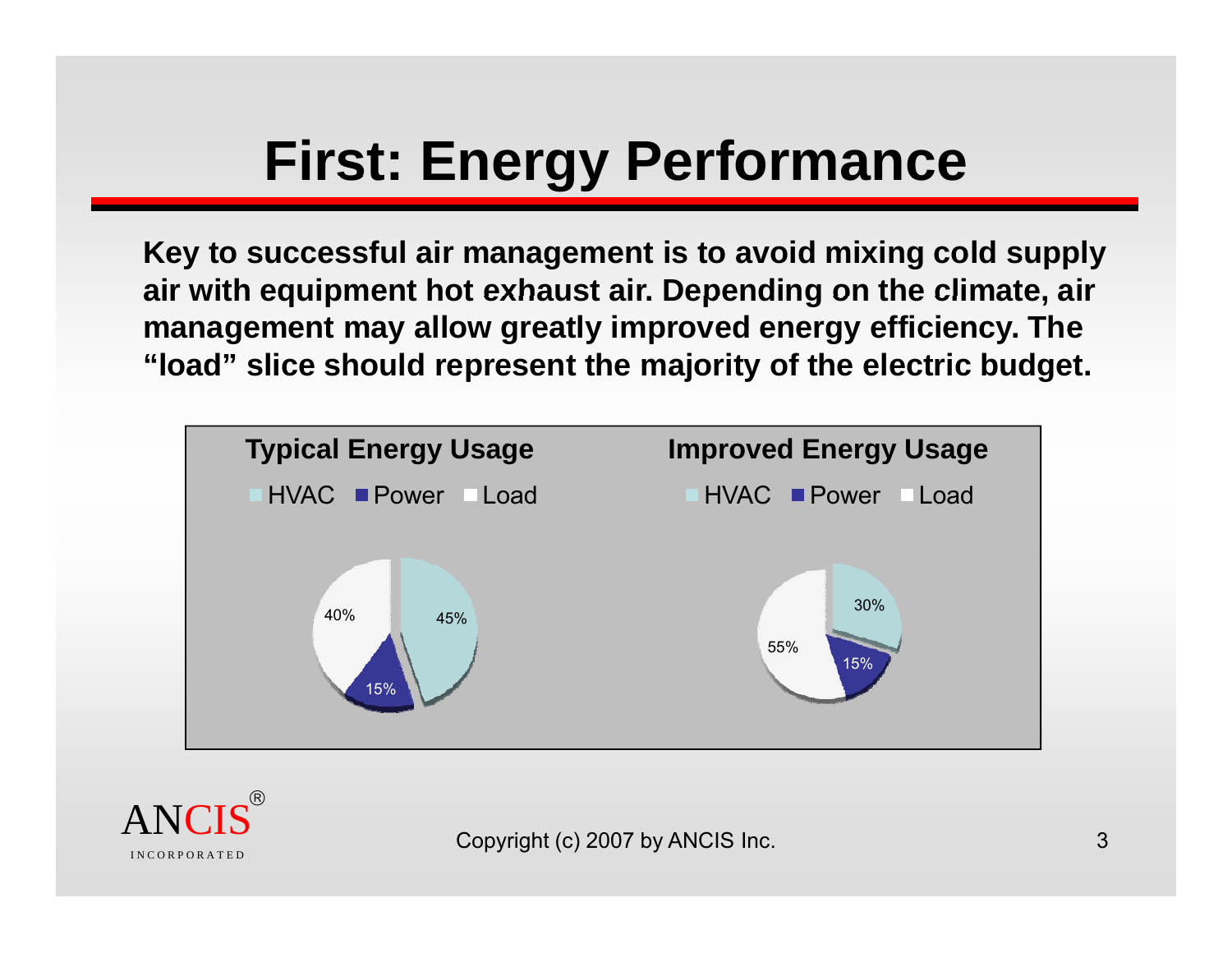# First: Energy Performance

**Key to successful air management is to avoid mixing cold supply air with equipment hot exhaust air. Depending on the climate, air management may allow greatly improved energy efficiency. The "load" slice should represent the majority of the electric budget.**

**Typical Energy Usage**

| Category | Share |
| --- | --- |
| HVAC | 45% |
| Power | 15% |
| Load | 40% |

**Improved Energy Usage**

| Category | Share |
| --- | --- |
| HVAC | 30% |
| Power | 15% |
| Load | 55% |

Copyright (c) 2007 by ANCIS Inc.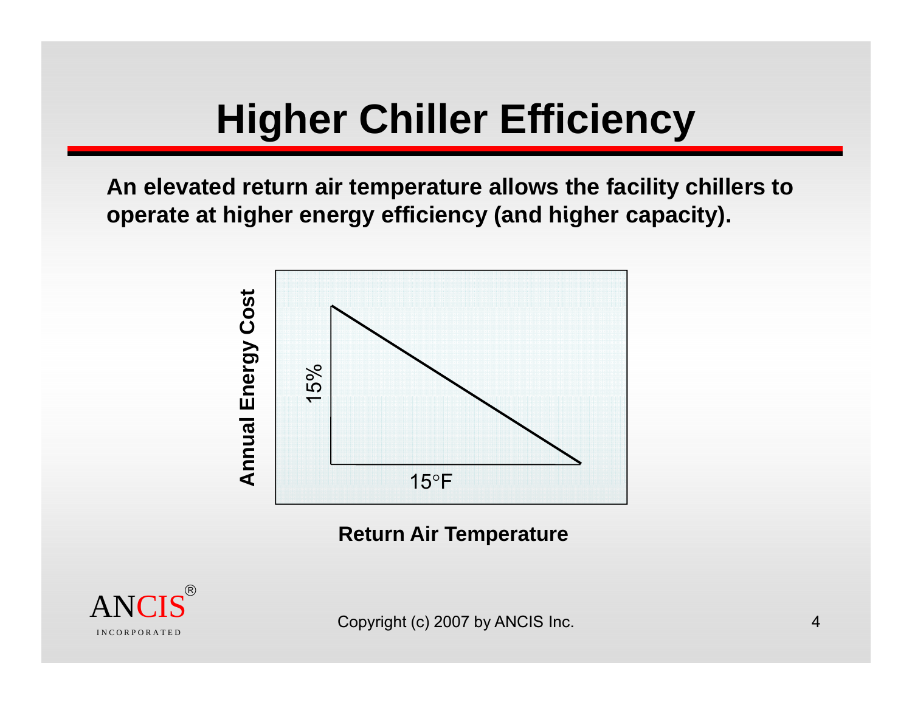# Higher Chiller Efficiency

**An elevated return air temperature allows the facility chillers to operate at higher energy efficiency (and higher capacity).**

Annual Energy Cost

15%

15°F

**Return Air Temperature**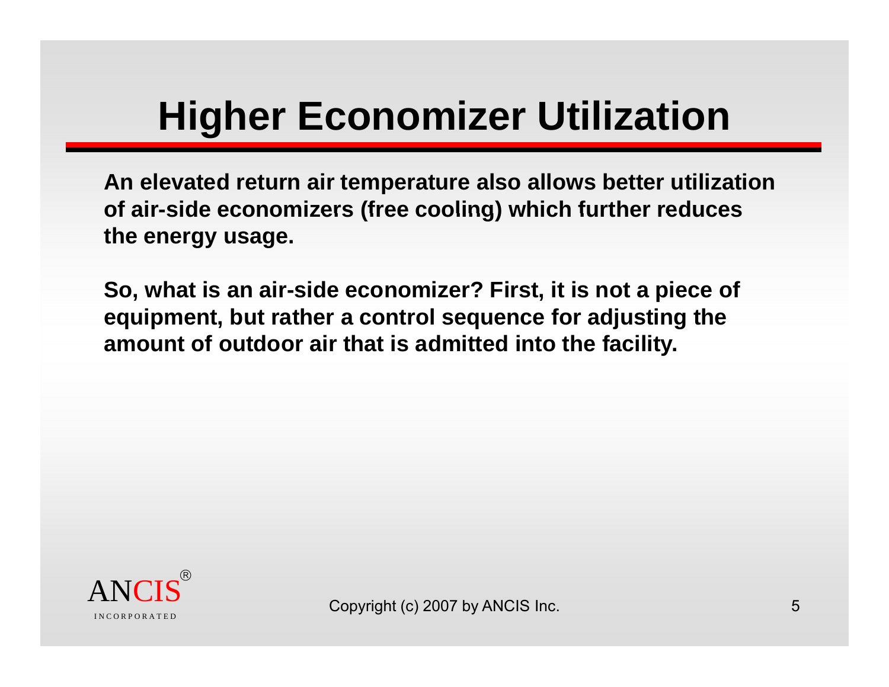# Higher Economizer Utilization

**An elevated return air temperature also allows better utilization of air-side economizers (free cooling) which further reduces the energy usage.**

**So, what is an air-side economizer? First, it is not a piece of equipment, but rather a control sequence for adjusting the amount of outdoor air that is admitted into the facility.**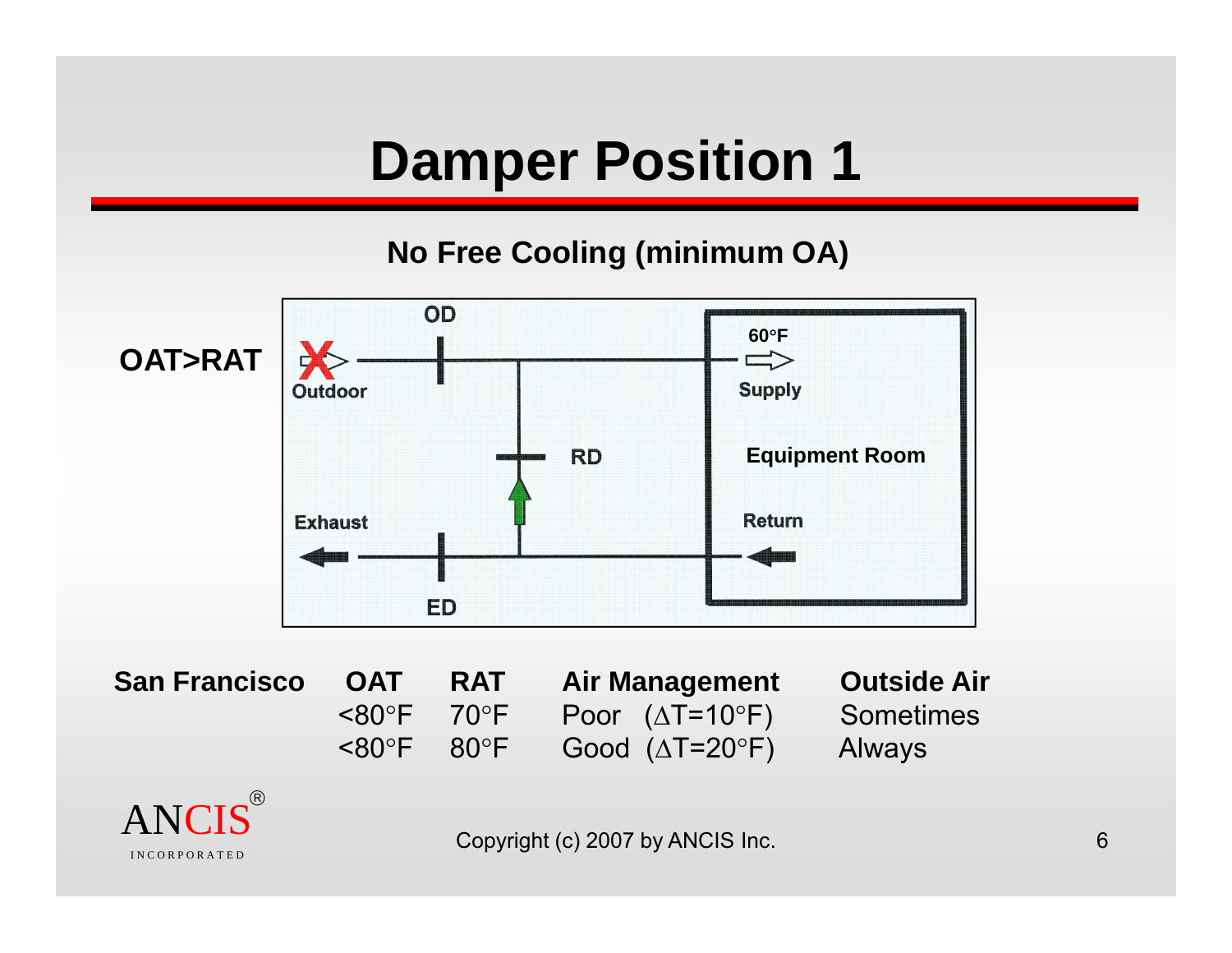# Damper Position 1

**No Free Cooling (minimum OA)**

**OAT>RAT**

OD

Outdoor

60°F

Supply

RD

Equipment Room

Exhaust

Return

ED

| San Francisco | OAT | RAT | Air Management | Outside Air |
|---|---|---|---|---|
| | <80°F | 70°F | Poor (ΔT=10°F) | Sometimes |
| | <80°F | 80°F | Good (ΔT=20°F) | Always |

ANCIS® INCORPORATED

Copyright (c) 2007 by ANCIS Inc.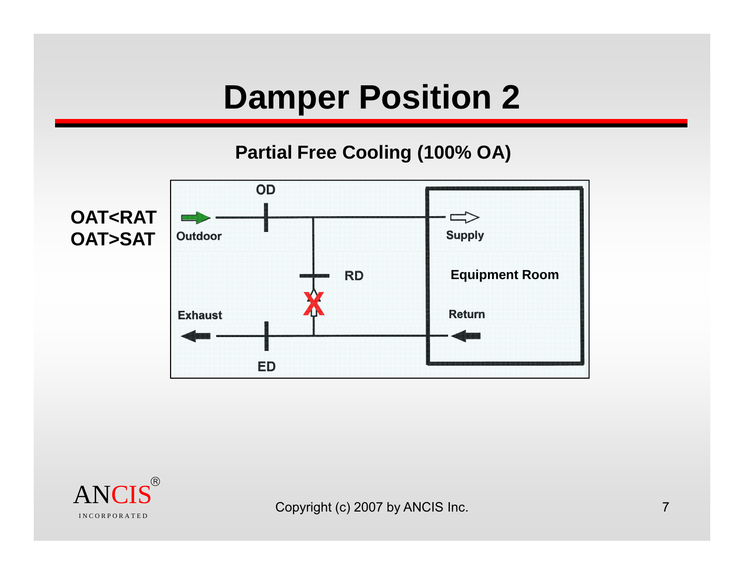# Damper Position 2

**Partial Free Cooling (100% OA)**

**OAT<RAT**
**OAT>SAT**

OD

Outdoor

Supply

RD

Equipment Room

Exhaust

Return

ED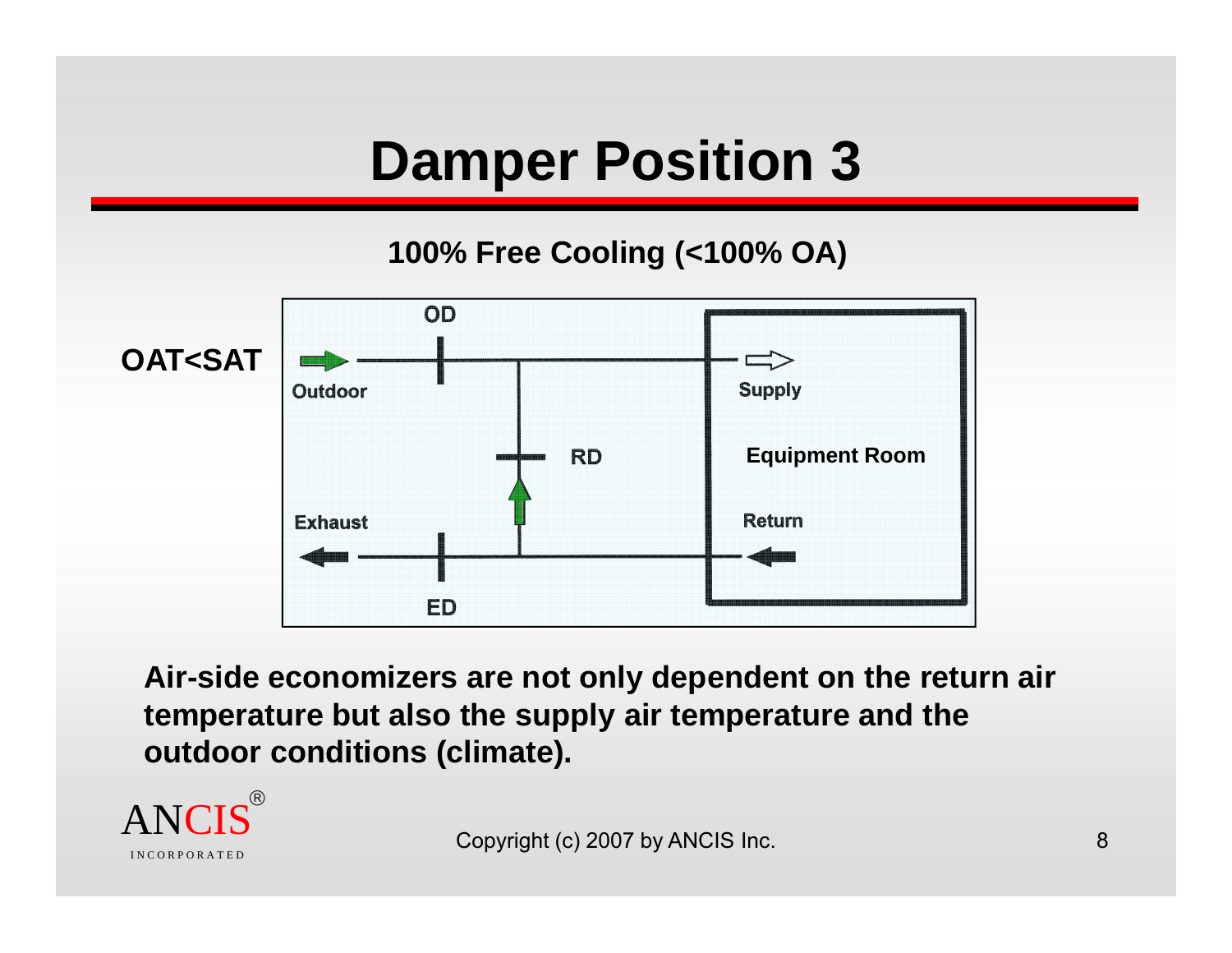# Damper Position 3

**100% Free Cooling (<100% OA)**

**OAT<SAT**

OD

Outdoor

Supply

RD

Equipment Room

Exhaust

Return

ED

**Air-side economizers are not only dependent on the return air temperature but also the supply air temperature and the outdoor conditions (climate).**

ANCIS® INCORPORATED

Copyright (c) 2007 by ANCIS Inc.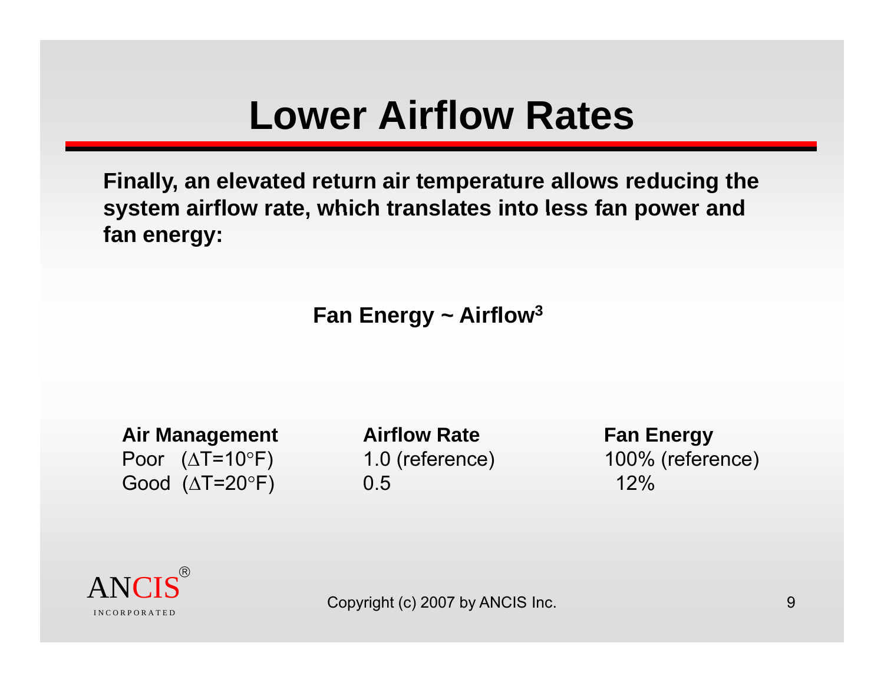# Lower Airflow Rates

**Finally, an elevated return air temperature allows reducing the system airflow rate, which translates into less fan power and fan energy:**

**Fan Energy ~ Airflow$^3$**

| Air Management | Airflow Rate | Fan Energy |
|---|---|---|
| Poor ($\Delta$T=10°F) | 1.0 (reference) | 100% (reference) |
| Good ($\Delta$T=20°F) | 0.5 | 12% |

ANCIS® INCORPORATED

Copyright (c) 2007 by ANCIS Inc.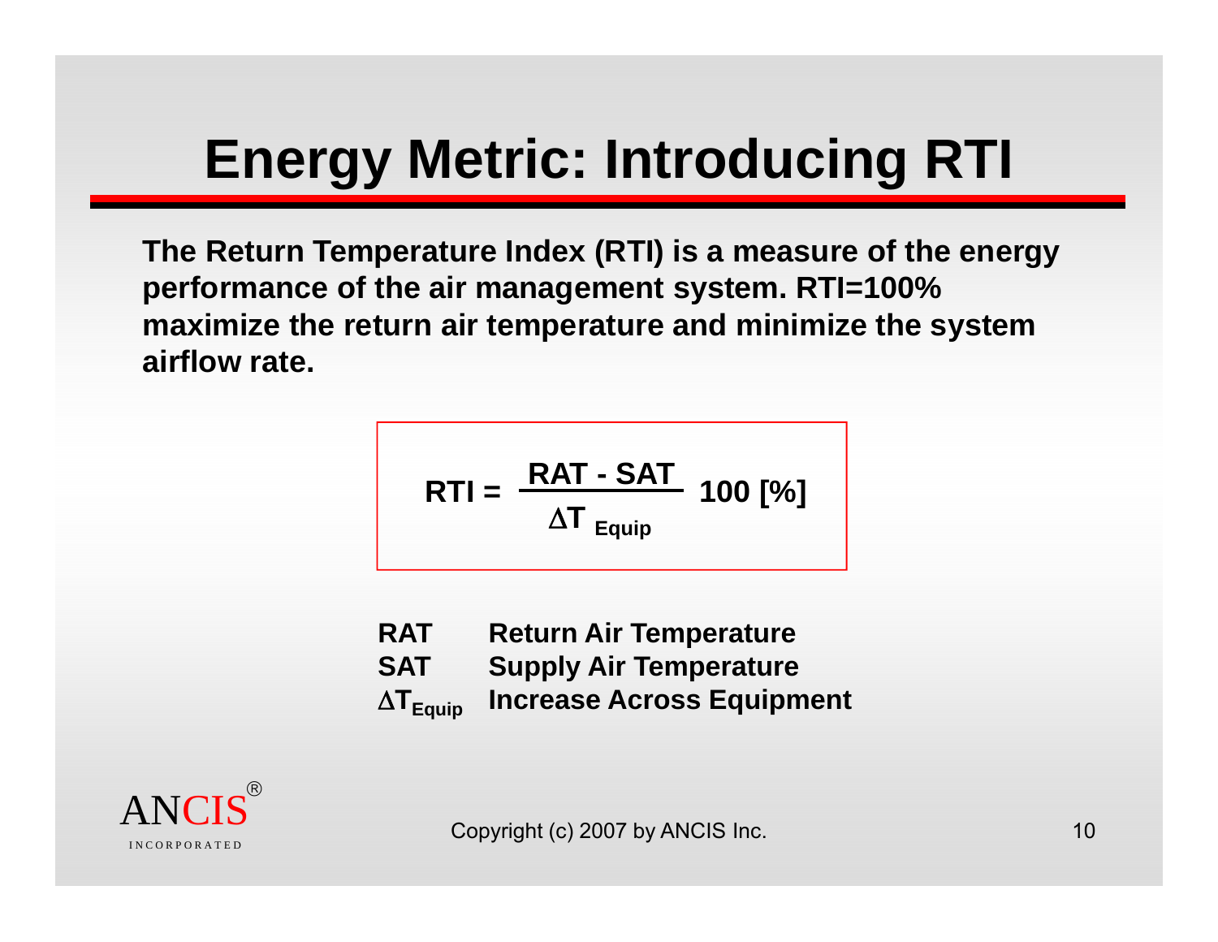# Energy Metric: Introducing RTI

**The Return Temperature Index (RTI) is a measure of the energy performance of the air management system. RTI=100% maximize the return air temperature and minimize the system airflow rate.**

$$RTI = \frac{RAT - SAT}{\Delta T_{Equip}} \; 100 \; [\%]$$

| | |
|---|---|
| **RAT** | **Return Air Temperature** |
| **SAT** | **Supply Air Temperature** |
| $\Delta T_{Equip}$ | **Increase Across Equipment** |

Copyright (c) 2007 by ANCIS Inc.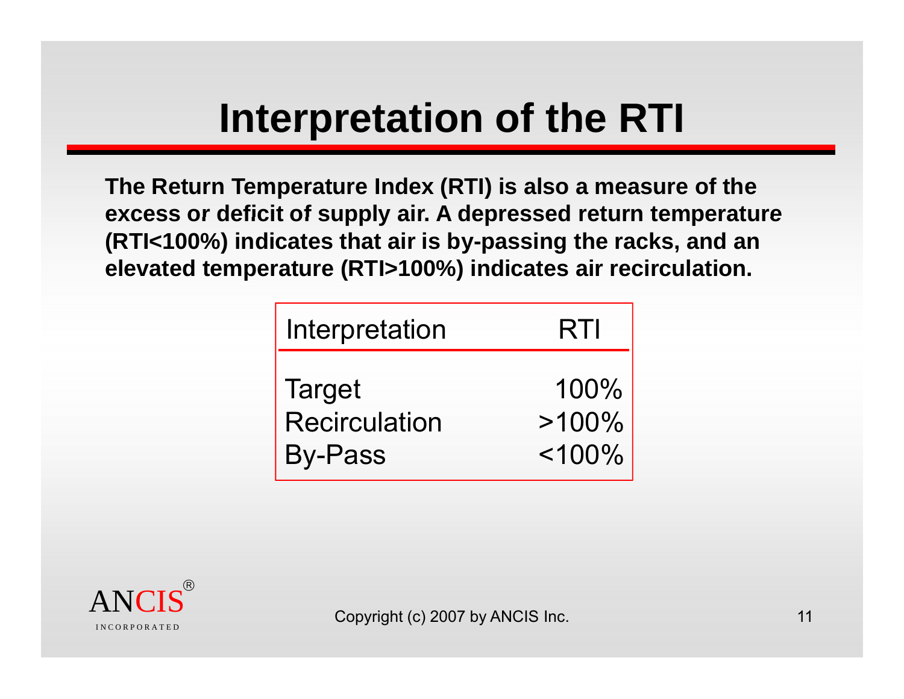# Interpretation of the RTI

**The Return Temperature Index (RTI) is also a measure of the excess or deficit of supply air. A depressed return temperature (RTI<100%) indicates that air is by-passing the racks, and an elevated temperature (RTI>100%) indicates air recirculation.**

| Interpretation | RTI |
|---|---|
| Target | 100% |
| Recirculation | >100% |
| By-Pass | <100% |

ANCIS® INCORPORATED

Copyright (c) 2007 by ANCIS Inc.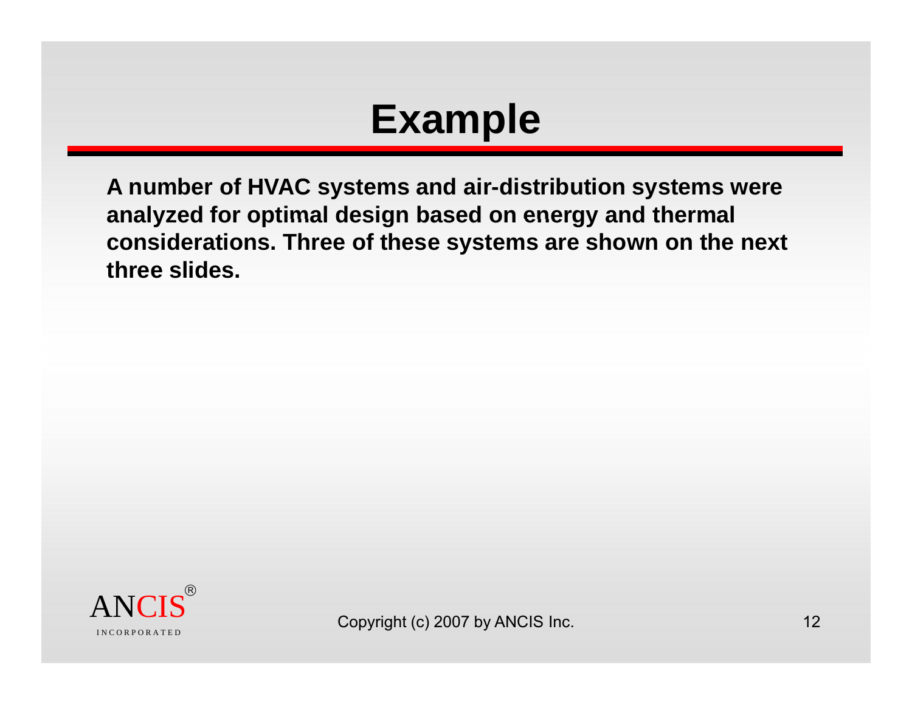# Example

**A number of HVAC systems and air-distribution systems were analyzed for optimal design based on energy and thermal considerations. Three of these systems are shown on the next three slides.**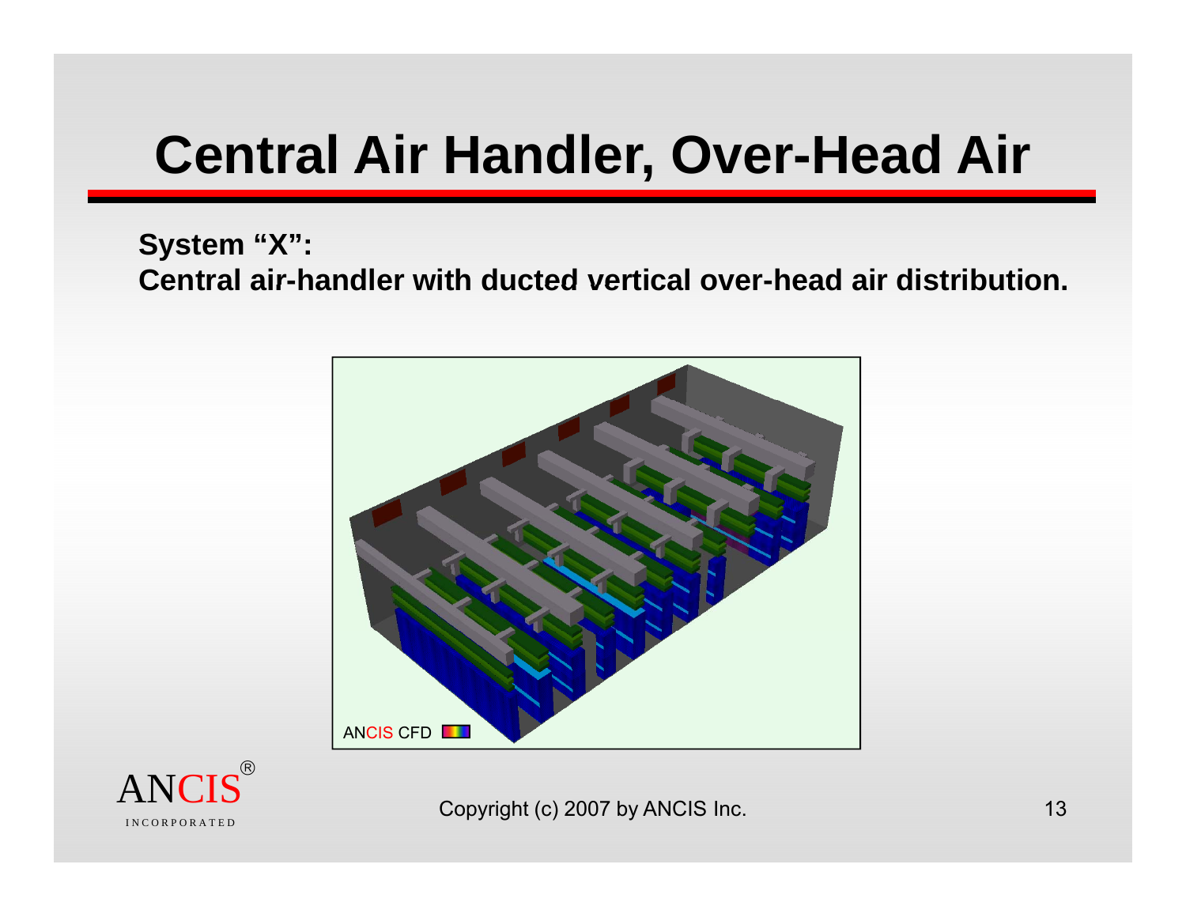# Central Air Handler, Over-Head Air

**System "X":**
**Central air-handler with ducted vertical over-head air distribution.**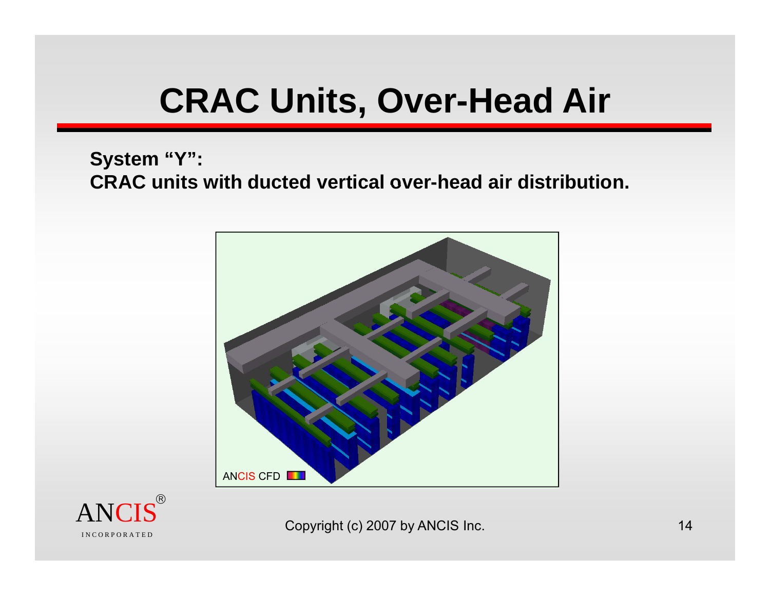# CRAC Units, Over-Head Air

**System "Y":**
**CRAC units with ducted vertical over-head air distribution.**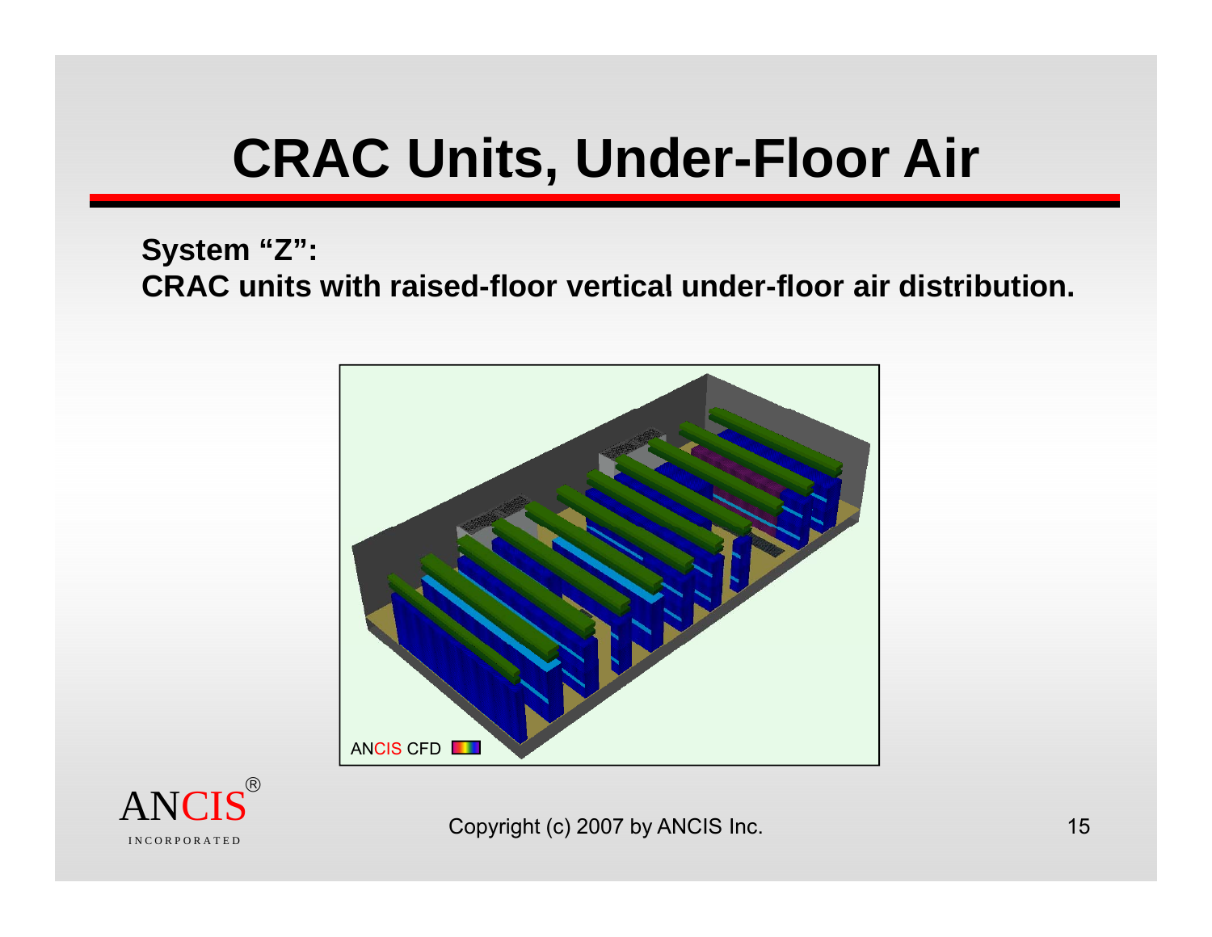# CRAC Units, Under-Floor Air

**System "Z":**
**CRAC units with raised-floor vertical under-floor air distribution.**

Copyright (c) 2007 by ANCIS Inc.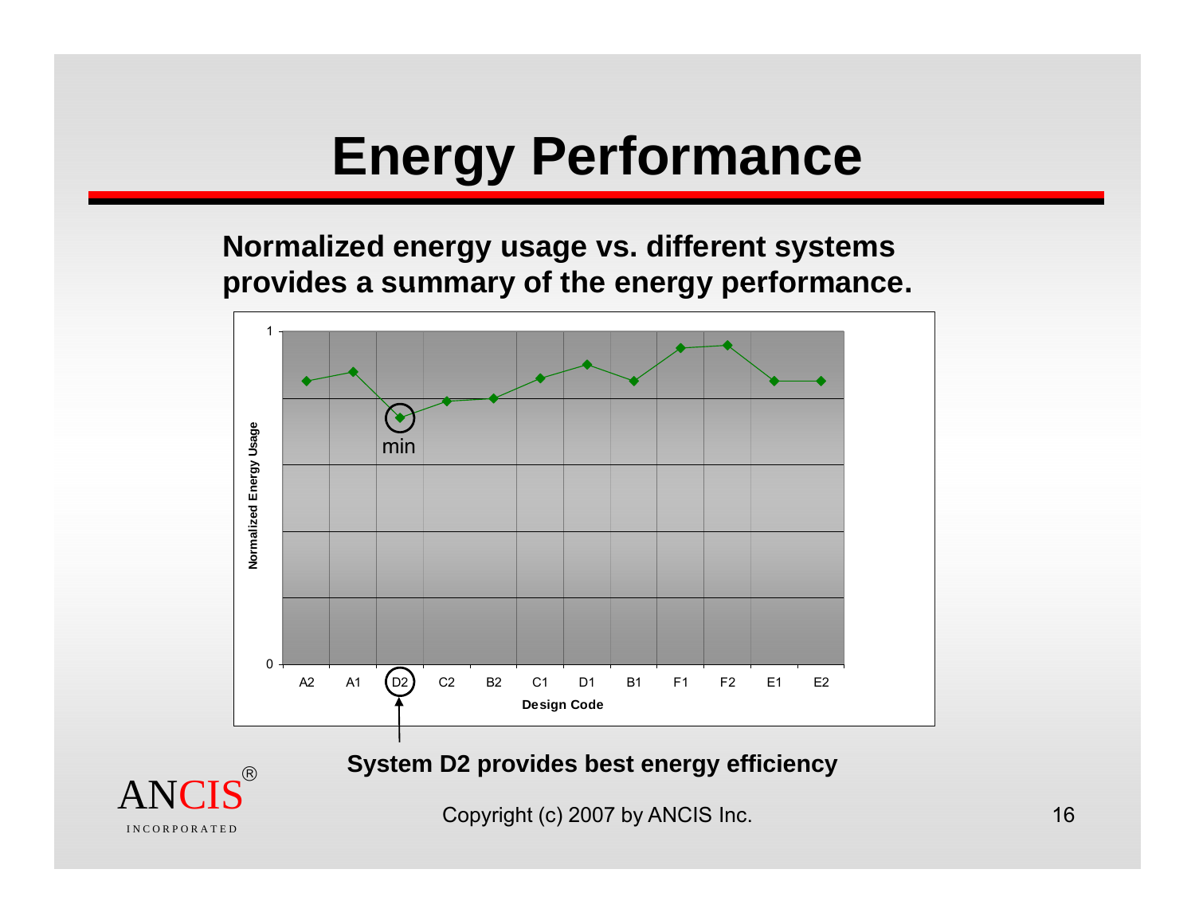# Energy Performance

**Normalized energy usage vs. different systems provides a summary of the energy performance.**

**System D2 provides best energy efficiency**

Copyright (c) 2007 by ANCIS Inc.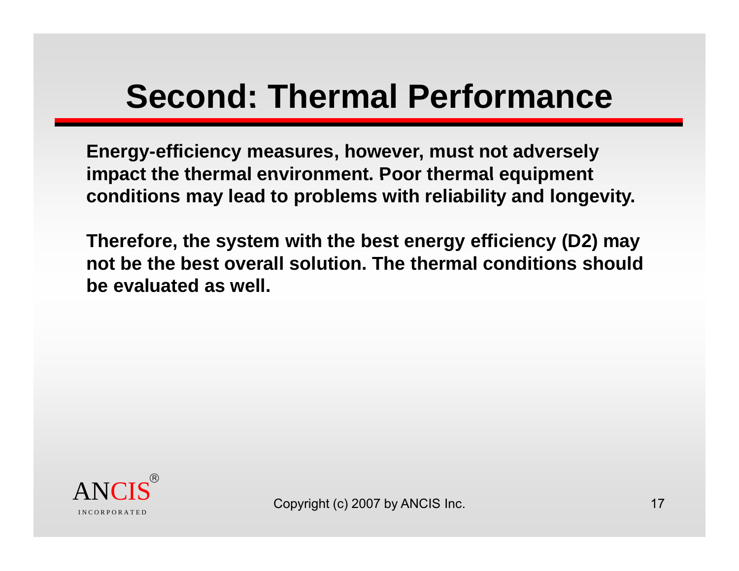# Second: Thermal Performance

**Energy-efficiency measures, however, must not adversely impact the thermal environment. Poor thermal equipment conditions may lead to problems with reliability and longevity.**

**Therefore, the system with the best energy efficiency (D2) may not be the best overall solution. The thermal conditions should be evaluated as well.**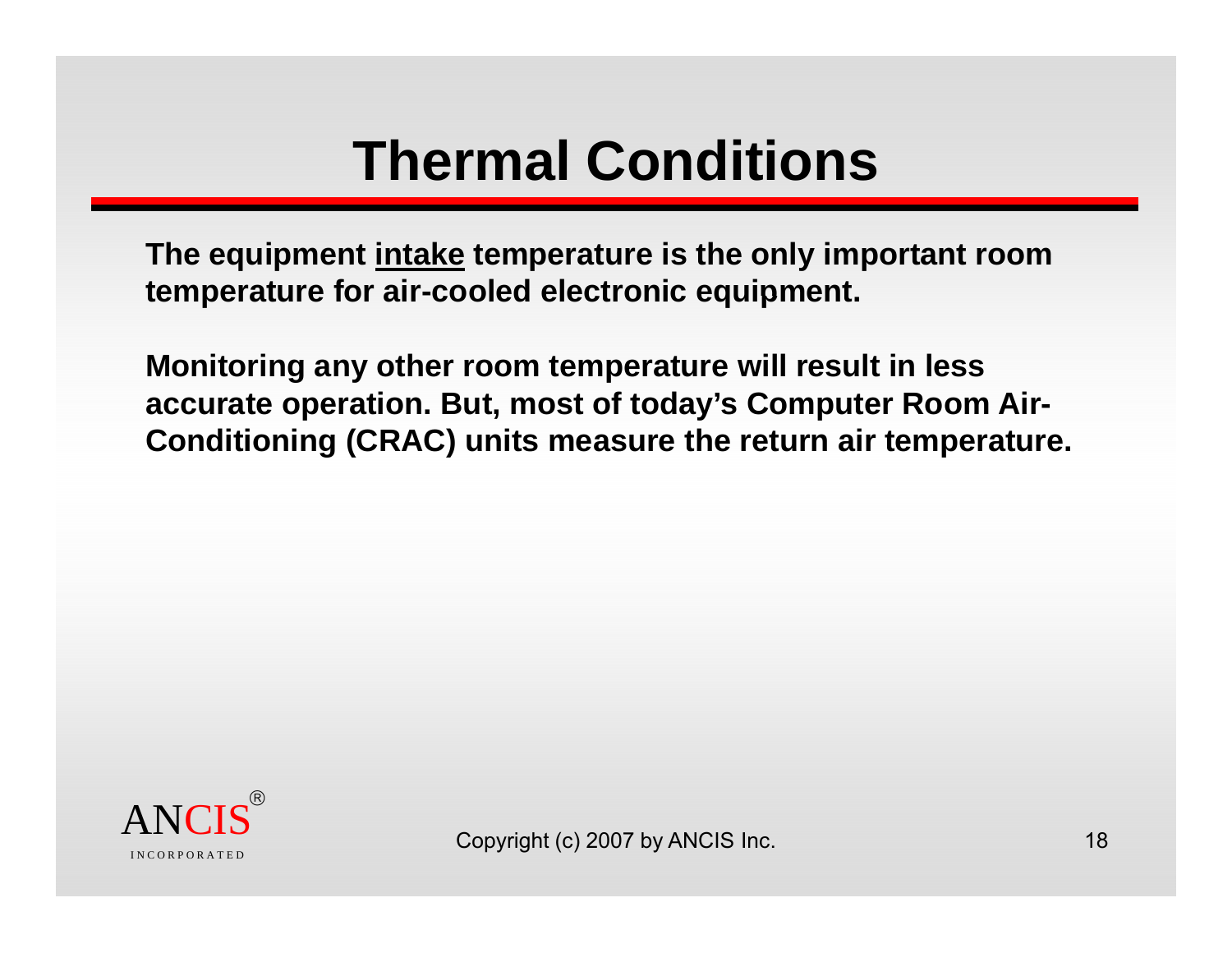# Thermal Conditions

**The equipment <u>intake</u> temperature is the only important room temperature for air-cooled electronic equipment.**

**Monitoring any other room temperature will result in less accurate operation. But, most of today's Computer Room Air-Conditioning (CRAC) units measure the return air temperature.**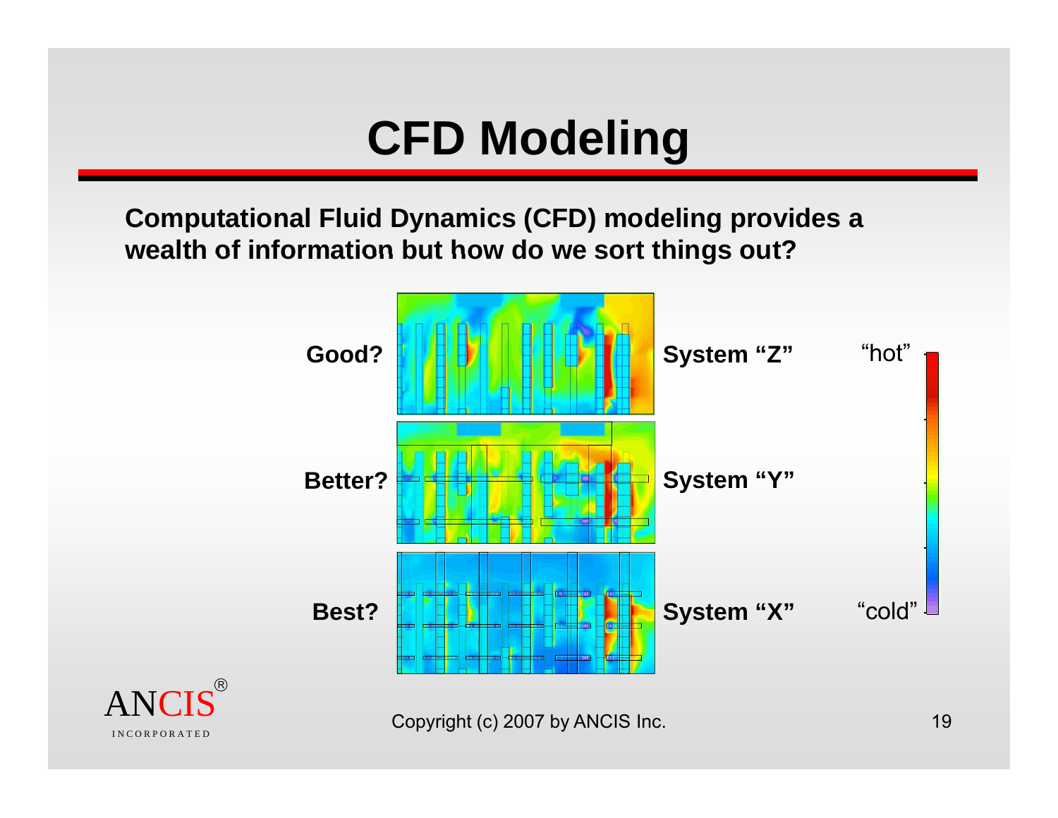# CFD Modeling

**Computational Fluid Dynamics (CFD) modeling provides a wealth of information but how do we sort things out?**

**Good?** **System "Z"**

**Better?** **System "Y"**

**Best?** **System "X"**

"hot"

"cold"

Copyright (c) 2007 by ANCIS Inc.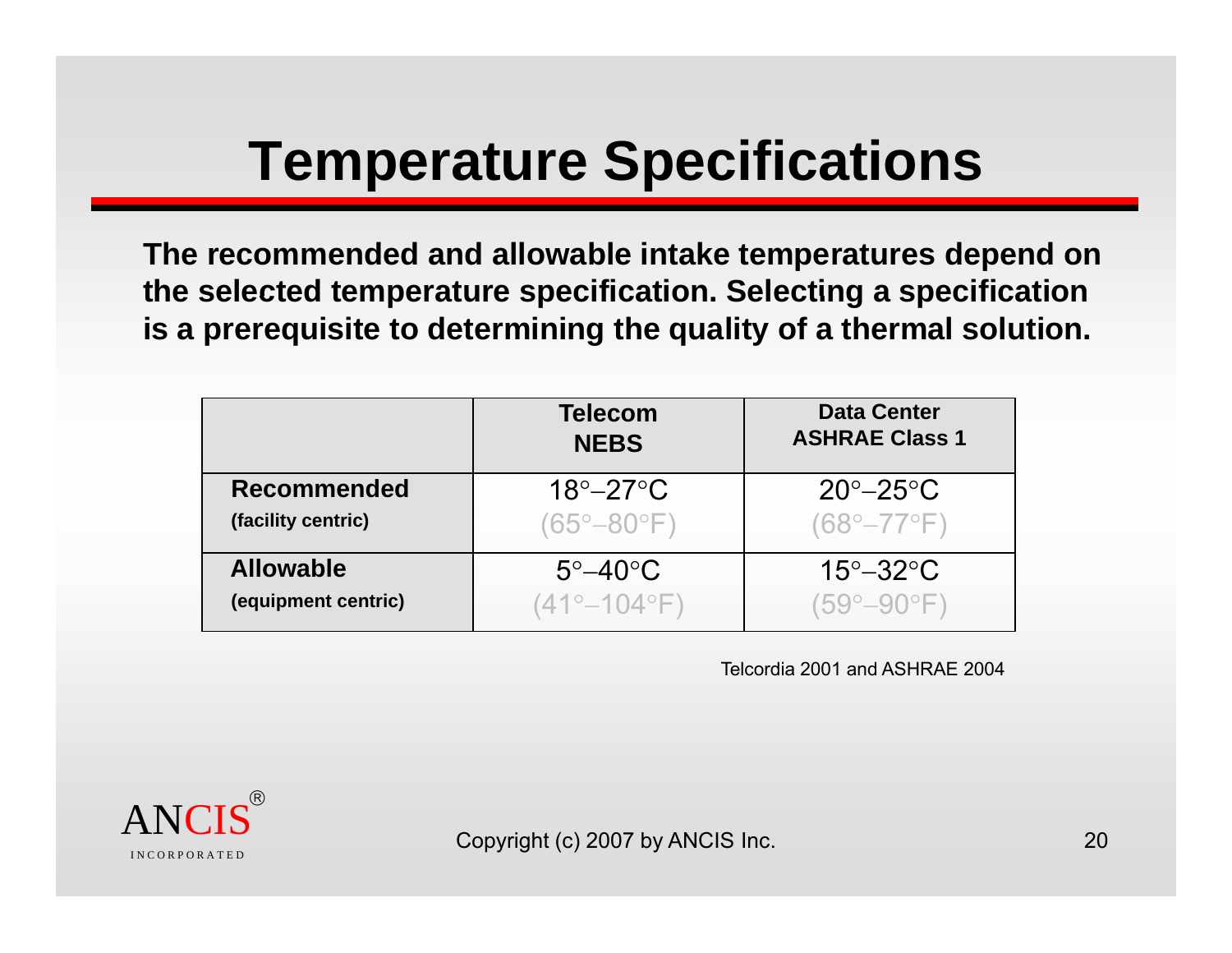# Temperature Specifications

**The recommended and allowable intake temperatures depend on the selected temperature specification. Selecting a specification is a prerequisite to determining the quality of a thermal solution.**

| | **Telecom NEBS** | **Data Center ASHRAE Class 1** |
|---|---|---|
| **Recommended** **(facility centric)** | 18°–27°C (65°–80°F) | 20°–25°C (68°–77°F) |
| **Allowable** **(equipment centric)** | 5°–40°C (41°–104°F) | 15°–32°C (59°–90°F) |

Telcordia 2001 and ASHRAE 2004

ANCIS® INCORPORATED

Copyright (c) 2007 by ANCIS Inc.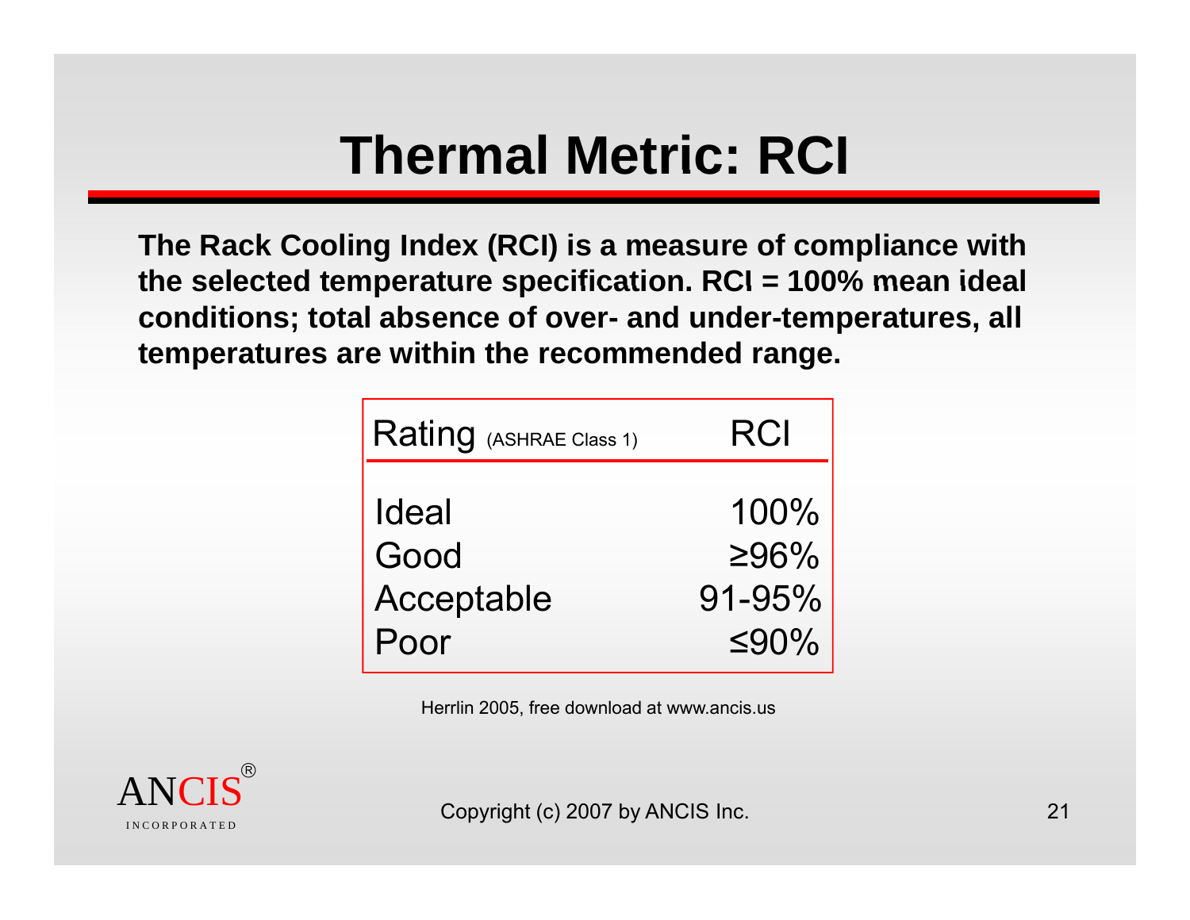# Thermal Metric: RCI

**The Rack Cooling Index (RCI) is a measure of compliance with the selected temperature specification. RCI = 100% mean ideal conditions; total absence of over- and under-temperatures, all temperatures are within the recommended range.**

| Rating (ASHRAE Class 1) | RCI |
| --- | --- |
| Ideal | 100% |
| Good | ≥96% |
| Acceptable | 91-95% |
| Poor | ≤90% |

Herrlin 2005, free download at www.ancis.us

ANCIS® INCORPORATED

Copyright (c) 2007 by ANCIS Inc.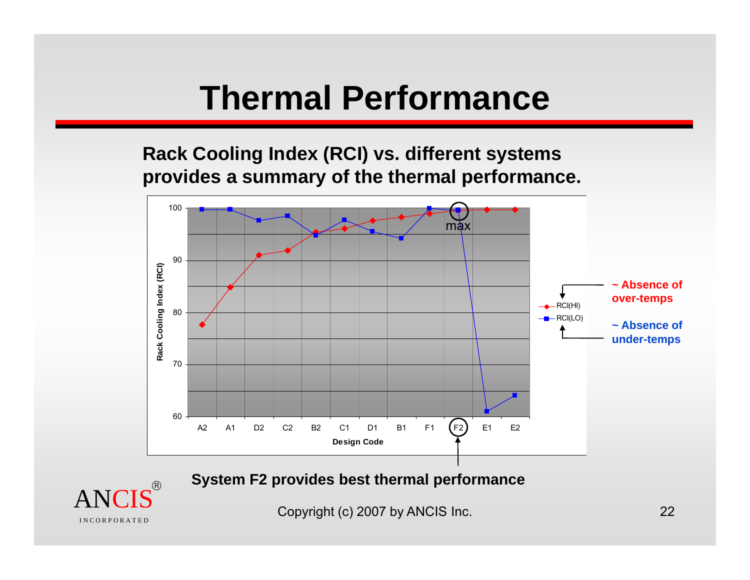# Thermal Performance

**Rack Cooling Index (RCI) vs. different systems provides a summary of the thermal performance.**

Rack Cooling Index (RCI)

100
90
80
70
60

A2 A1 D2 C2 B2 C1 D1 B1 F1 F2 E1 E2

Design Code

max

RCI(HI)

RCI(LO)

**~ Absence of over-temps**

**~ Absence of under-temps**

**System F2 provides best thermal performance**

ANCIS® INCORPORATED

Copyright (c) 2007 by ANCIS Inc.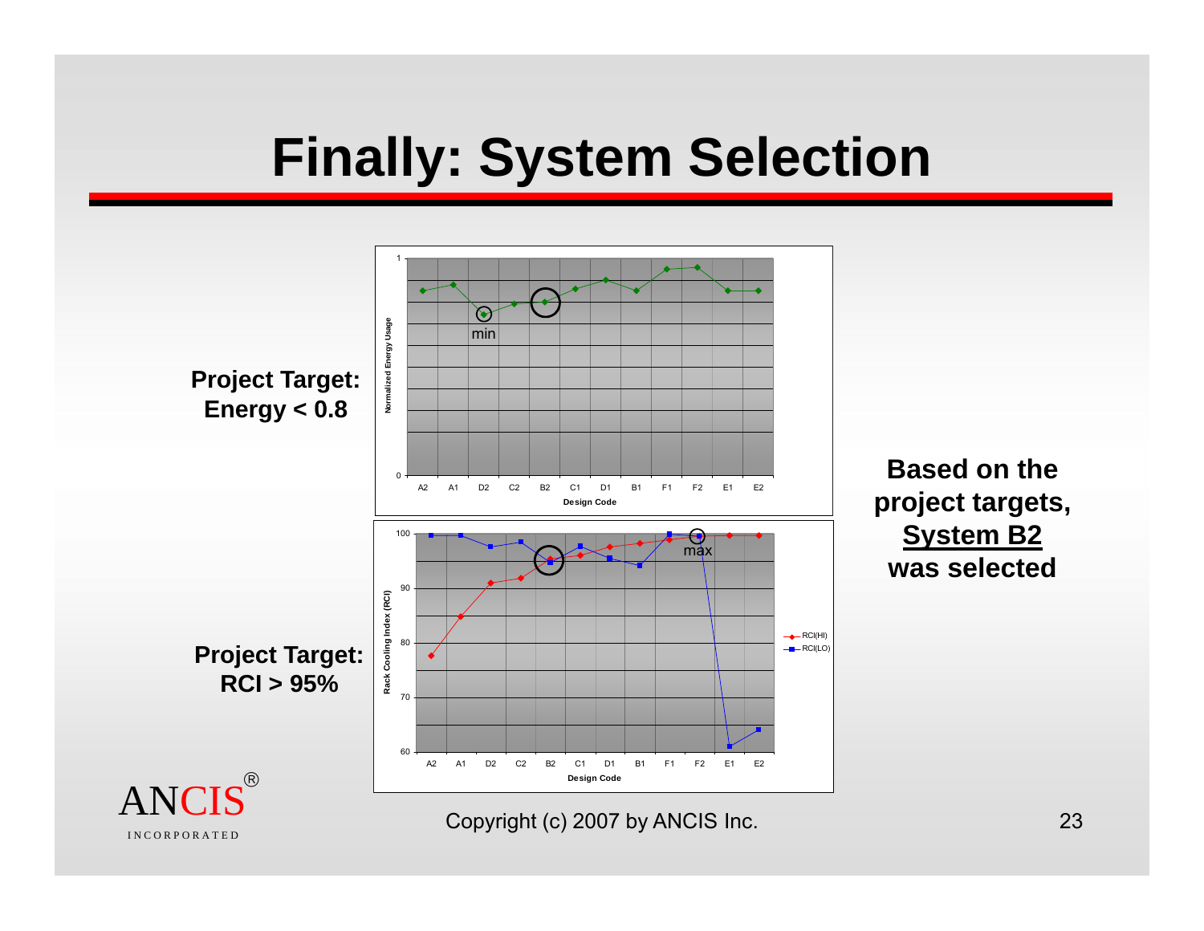# Finally: System Selection

**Project Target: Energy < 0.8**

**Project Target: RCI > 95%**

**Based on the project targets, <u>System B2</u> was selected**

Copyright (c) 2007 by ANCIS Inc.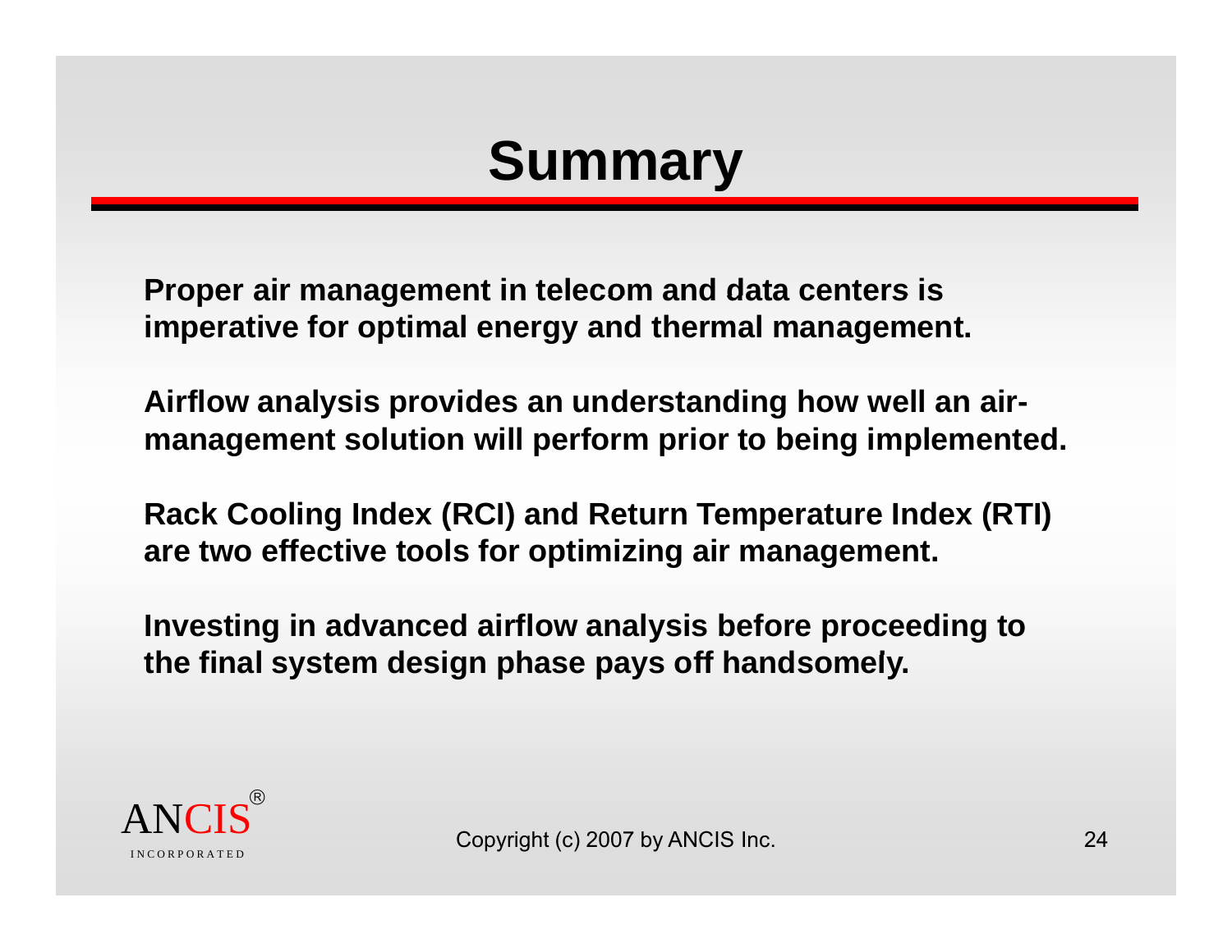# Summary

**Proper air management in telecom and data centers is imperative for optimal energy and thermal management.**

**Airflow analysis provides an understanding how well an air-management solution will perform prior to being implemented.**

**Rack Cooling Index (RCI) and Return Temperature Index (RTI) are two effective tools for optimizing air management.**

**Investing in advanced airflow analysis before proceeding to the final system design phase pays off handsomely.**

ANCIS® INCORPORATED

Copyright (c) 2007 by ANCIS Inc.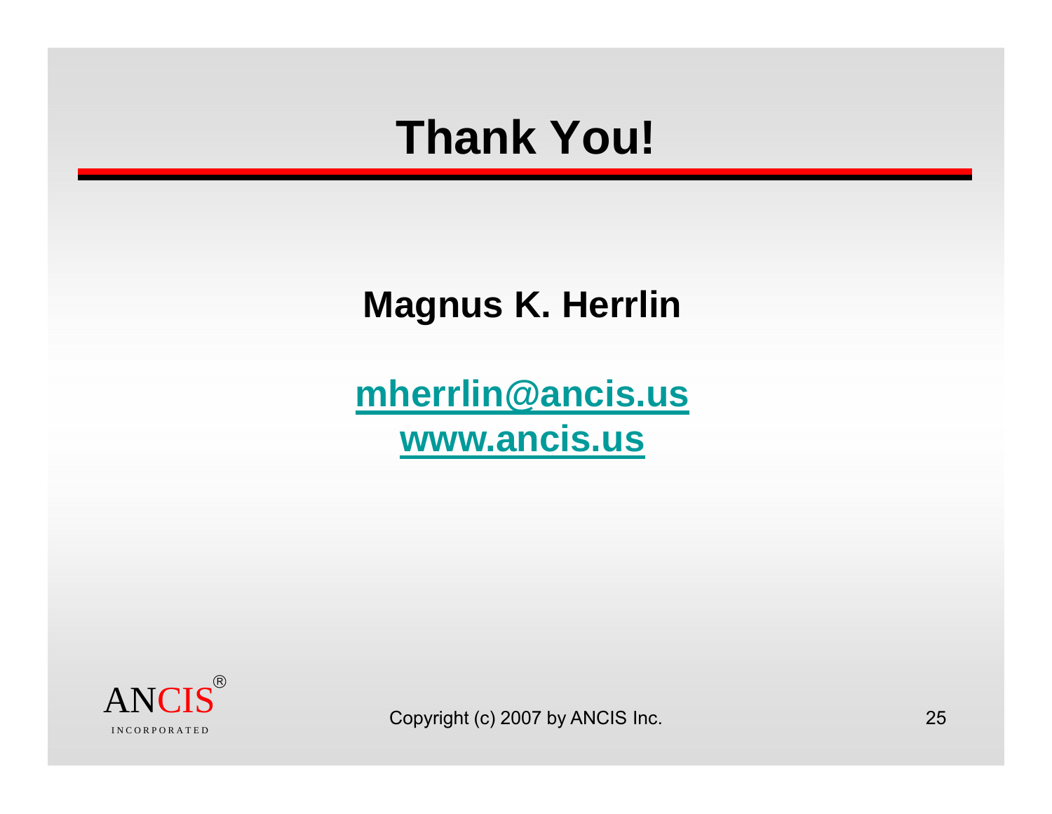# Thank You!

**Magnus K. Herrlin**

**mherrlin@ancis.us**
**www.ancis.us**

ANCIS® INCORPORATED

Copyright (c) 2007 by ANCIS Inc.